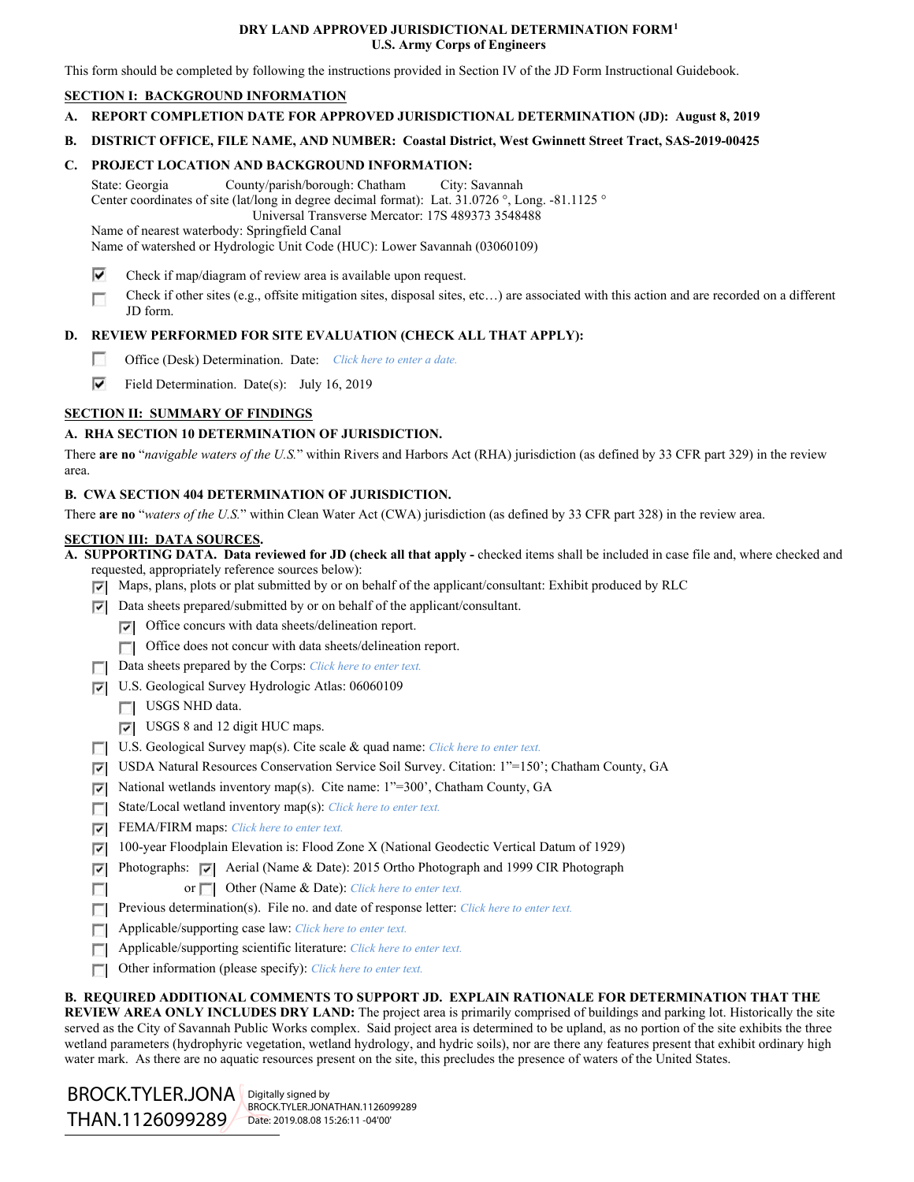# DRY LAND APPROVED JURISDICTIONAL DETERMINATION FORM[1]

**U.S. Army Corps of Engineers**

This form should be completed by following the instructions provided in Section IV of the JD Form Instructional Guidebook.

## SECTION I: BACKGROUND INFORMATION

**A. REPORT COMPLETION DATE FOR APPROVED JURISDICTIONAL DETERMINATION (JD): August 8, 2019**

**B. DISTRICT OFFICE, FILE NAME, AND NUMBER: Coastal District, West Gwinnett Street Tract, SAS-2019-00425**

**C. PROJECT LOCATION AND BACKGROUND INFORMATION:**

State: Georgia County/parish/borough: Chatham City: Savannah
Center coordinates of site (lat/long in degree decimal format): Lat. 31.0726 °, Long. -81.1125 °
Universal Transverse Mercator: 17S 489373 3548488
Name of nearest waterbody: Springfield Canal
Name of watershed or Hydrologic Unit Code (HUC): Lower Savannah (03060109)

- [x] Check if map/diagram of review area is available upon request.
- [ ] Check if other sites (e.g., offsite mitigation sites, disposal sites, etc…) are associated with this action and are recorded on a different JD form.

**D. REVIEW PERFORMED FOR SITE EVALUATION (CHECK ALL THAT APPLY):**

- [ ] Office (Desk) Determination. Date: *Click here to enter a date.*
- [x] Field Determination. Date(s): July 16, 2019

## SECTION II: SUMMARY OF FINDINGS

**A. RHA SECTION 10 DETERMINATION OF JURISDICTION.**

There **are no** "*navigable waters of the U.S.*" within Rivers and Harbors Act (RHA) jurisdiction (as defined by 33 CFR part 329) in the review area.

**B. CWA SECTION 404 DETERMINATION OF JURISDICTION.**

There **are no** "*waters of the U.S.*" within Clean Water Act (CWA) jurisdiction (as defined by 33 CFR part 328) in the review area.

## SECTION III: DATA SOURCES.

**A. SUPPORTING DATA. Data reviewed for JD (check all that apply -** checked items shall be included in case file and, where checked and requested, appropriately reference sources below):

- [x] Maps, plans, plots or plat submitted by or on behalf of the applicant/consultant: Exhibit produced by RLC
- [x] Data sheets prepared/submitted by or on behalf of the applicant/consultant.
  - [x] Office concurs with data sheets/delineation report.
  - [ ] Office does not concur with data sheets/delineation report.
- [ ] Data sheets prepared by the Corps: *Click here to enter text.*
- [x] U.S. Geological Survey Hydrologic Atlas: 06060109
  - [ ] USGS NHD data.
  - [x] USGS 8 and 12 digit HUC maps.
- [ ] U.S. Geological Survey map(s). Cite scale & quad name: *Click here to enter text.*
- [x] USDA Natural Resources Conservation Service Soil Survey. Citation: 1"=150'; Chatham County, GA
- [x] National wetlands inventory map(s). Cite name: 1"=300', Chatham County, GA
- [ ] State/Local wetland inventory map(s): *Click here to enter text.*
- [x] FEMA/FIRM maps: *Click here to enter text.*
- [x] 100-year Floodplain Elevation is: Flood Zone X (National Geodectic Vertical Datum of 1929)
- [x] Photographs: [x] Aerial (Name & Date): 2015 Ortho Photograph and 1999 CIR Photograph
- [ ] or [ ] Other (Name & Date): *Click here to enter text.*
- [ ] Previous determination(s). File no. and date of response letter: *Click here to enter text.*
- [ ] Applicable/supporting case law: *Click here to enter text.*
- [ ] Applicable/supporting scientific literature: *Click here to enter text.*
- [ ] Other information (please specify): *Click here to enter text.*

**B. REQUIRED ADDITIONAL COMMENTS TO SUPPORT JD. EXPLAIN RATIONALE FOR DETERMINATION THAT THE REVIEW AREA ONLY INCLUDES DRY LAND:** The project area is primarily comprised of buildings and parking lot. Historically the site served as the City of Savannah Public Works complex. Said project area is determined to be upland, as no portion of the site exhibits the three wetland parameters (hydrophyric vegetation, wetland hydrology, and hydric soils), nor are there any features present that exhibit ordinary high water mark. As there are no aquatic resources present on the site, this precludes the presence of waters of the United States.

BROCK.TYLER.JONATHAN.1126099289
Digitally signed by BROCK.TYLER.JONATHAN.1126099289
Date: 2019.08.08 15:26:11 -04'00'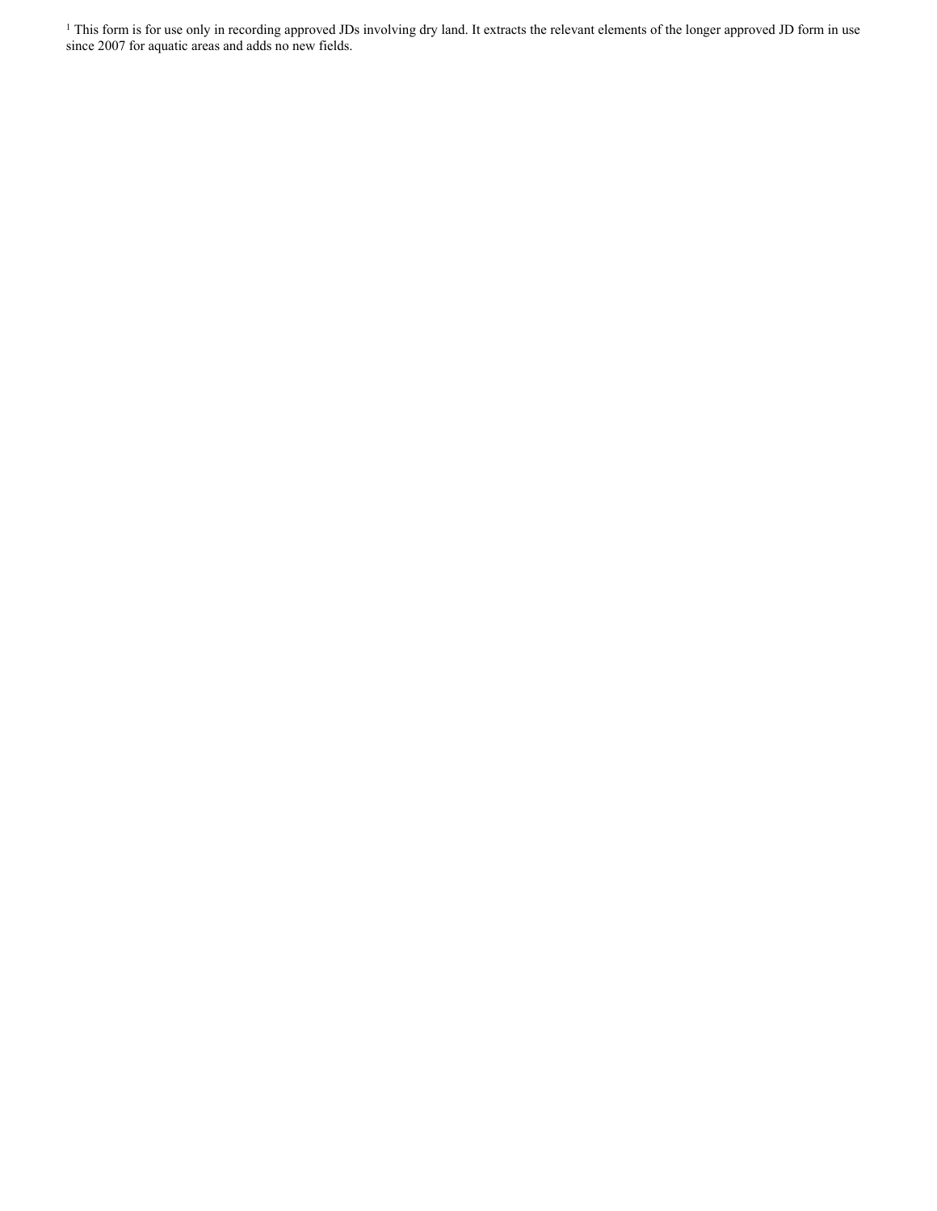[1] This form is for use only in recording approved JDs involving dry land. It extracts the relevant elements of the longer approved JD form in use since 2007 for aquatic areas and adds no new fields.